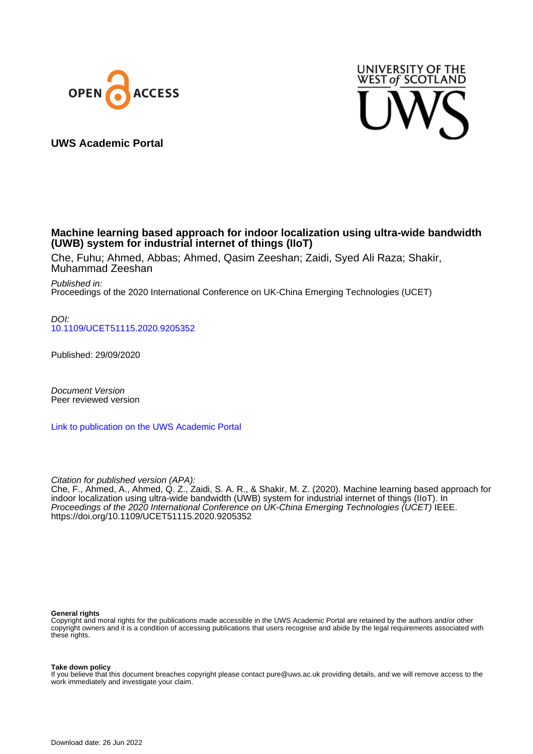OPEN ACCESS

UNIVERSITY OF THE WEST of SCOTLAND

UWS

**UWS Academic Portal**

# Machine learning based approach for indoor localization using ultra-wide bandwidth (UWB) system for industrial internet of things (IIoT)

Che, Fuhu; Ahmed, Abbas; Ahmed, Qasim Zeeshan; Zaidi, Syed Ali Raza; Shakir, Muhammad Zeeshan

*Published in:*
Proceedings of the 2020 International Conference on UK-China Emerging Technologies (UCET)

*DOI:*
10.1109/UCET51115.2020.9205352

Published: 29/09/2020

*Document Version*
Peer reviewed version

Link to publication on the UWS Academic Portal

*Citation for published version (APA):*
Che, F., Ahmed, A., Ahmed, Q. Z., Zaidi, S. A. R., & Shakir, M. Z. (2020). Machine learning based approach for indoor localization using ultra-wide bandwidth (UWB) system for industrial internet of things (IIoT). In *Proceedings of the 2020 International Conference on UK-China Emerging Technologies (UCET)* IEEE. https://doi.org/10.1109/UCET51115.2020.9205352

**General rights**
Copyright and moral rights for the publications made accessible in the UWS Academic Portal are retained by the authors and/or other copyright owners and it is a condition of accessing publications that users recognise and abide by the legal requirements associated with these rights.

**Take down policy**
If you believe that this document breaches copyright please contact pure@uws.ac.uk providing details, and we will remove access to the work immediately and investigate your claim.

Download date: 26 Jun 2022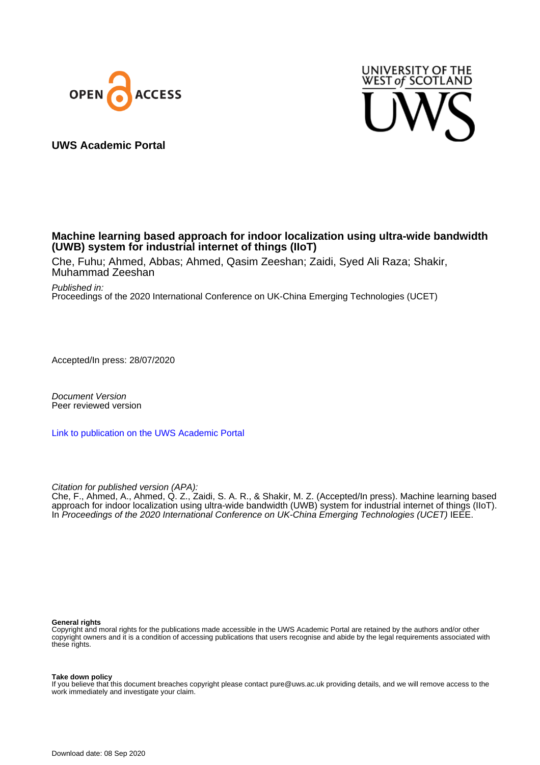UWS Academic Portal

**Machine learning based approach for indoor localization using ultra-wide bandwidth (UWB) system for industrial internet of things (IIoT)**

Che, Fuhu; Ahmed, Abbas; Ahmed, Qasim Zeeshan; Zaidi, Syed Ali Raza; Shakir, Muhammad Zeeshan

*Published in:*
Proceedings of the 2020 International Conference on UK-China Emerging Technologies (UCET)

Accepted/In press: 28/07/2020

*Document Version*
Peer reviewed version

Link to publication on the UWS Academic Portal

*Citation for published version (APA):*
Che, F., Ahmed, A., Ahmed, Q. Z., Zaidi, S. A. R., & Shakir, M. Z. (Accepted/In press). Machine learning based approach for indoor localization using ultra-wide bandwidth (UWB) system for industrial internet of things (IIoT). In *Proceedings of the 2020 International Conference on UK-China Emerging Technologies (UCET)* IEEE.

**General rights**
Copyright and moral rights for the publications made accessible in the UWS Academic Portal are retained by the authors and/or other copyright owners and it is a condition of accessing publications that users recognise and abide by the legal requirements associated with these rights.

**Take down policy**
If you believe that this document breaches copyright please contact pure@uws.ac.uk providing details, and we will remove access to the work immediately and investigate your claim.

Download date: 08 Sep 2020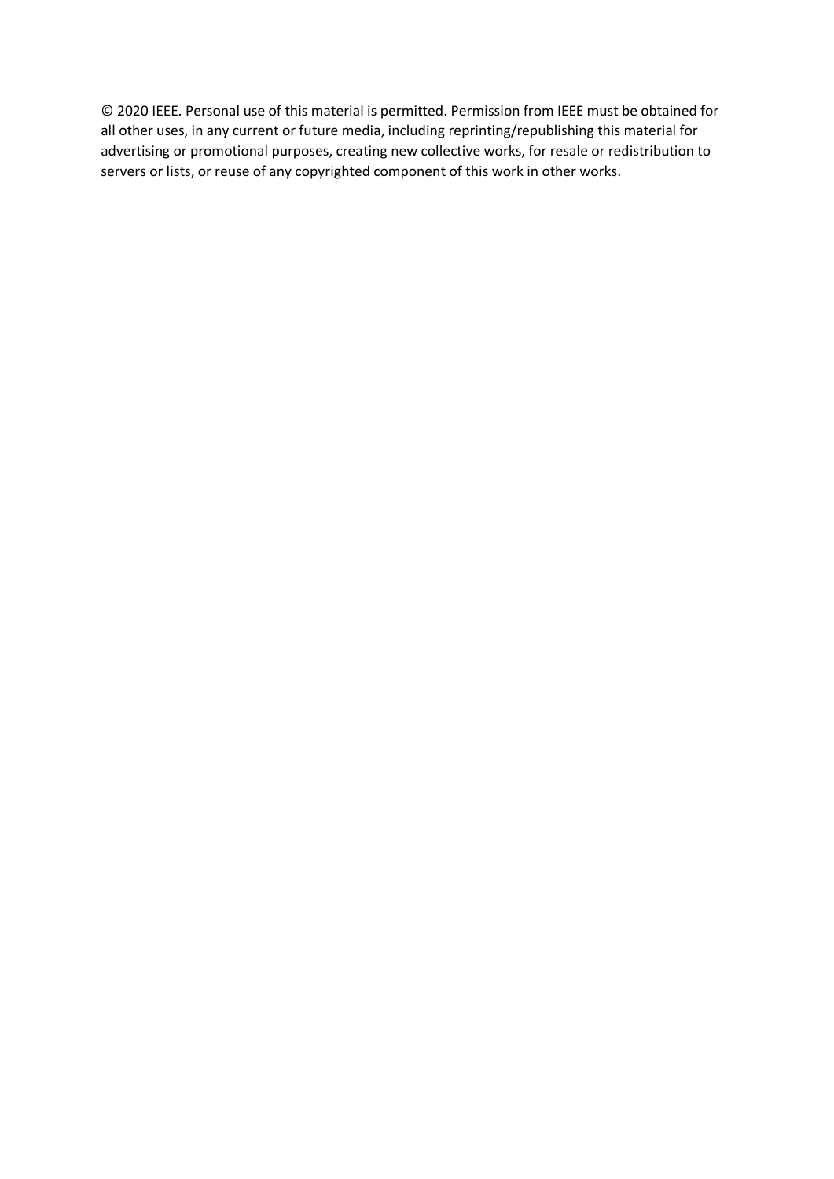© 2020 IEEE. Personal use of this material is permitted. Permission from IEEE must be obtained for all other uses, in any current or future media, including reprinting/republishing this material for advertising or promotional purposes, creating new collective works, for resale or redistribution to servers or lists, or reuse of any copyrighted component of this work in other works.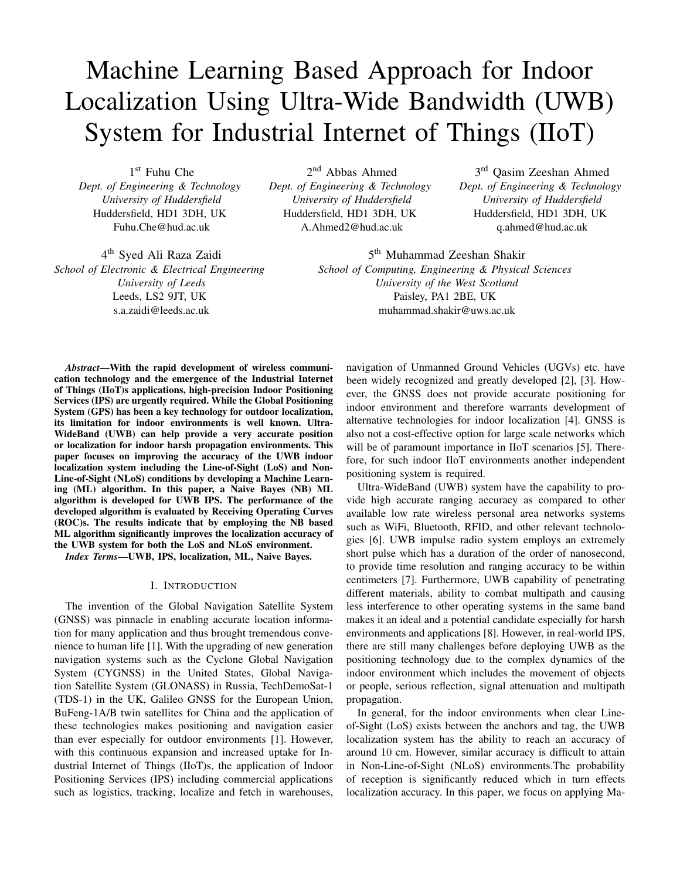# Machine Learning Based Approach for Indoor Localization Using Ultra-Wide Bandwidth (UWB) System for Industrial Internet of Things (IIoT)

1st Fuhu Che
*Dept. of Engineering & Technology*
*University of Huddersfield*
Huddersfield, HD1 3DH, UK
Fuhu.Che@hud.ac.uk

2nd Abbas Ahmed
*Dept. of Engineering & Technology*
*University of Huddersfield*
Huddersfield, HD1 3DH, UK
A.Ahmed2@hud.ac.uk

3rd Qasim Zeeshan Ahmed
*Dept. of Engineering & Technology*
*University of Huddersfield*
Huddersfield, HD1 3DH, UK
q.ahmed@hud.ac.uk

4th Syed Ali Raza Zaidi
*School of Electronic & Electrical Engineering*
*University of Leeds*
Leeds, LS2 9JT, UK
s.a.zaidi@leeds.ac.uk

5th Muhammad Zeeshan Shakir
*School of Computing, Engineering & Physical Sciences*
*University of the West Scotland*
Paisley, PA1 2BE, UK
muhammad.shakir@uws.ac.uk

***Abstract*—With the rapid development of wireless communication technology and the emergence of the Industrial Internet of Things (IIoT)s applications, high-precision Indoor Positioning Services (IPS) are urgently required. While the Global Positioning System (GPS) has been a key technology for outdoor localization, its limitation for indoor environments is well known. Ultra-WideBand (UWB) can help provide a very accurate position or localization for indoor harsh propagation environments. This paper focuses on improving the accuracy of the UWB indoor localization system including the Line-of-Sight (LoS) and Non-Line-of-Sight (NLoS) conditions by developing a Machine Learning (ML) algorithm. In this paper, a Naive Bayes (NB) ML algorithm is developed for UWB IPS. The performance of the developed algorithm is evaluated by Receiving Operating Curves (ROC)s. The results indicate that by employing the NB based ML algorithm significantly improves the localization accuracy of the UWB system for both the LoS and NLoS environment.**

***Index Terms*—UWB, IPS, localization, ML, Naive Bayes.**

## I. Introduction

The invention of the Global Navigation Satellite System (GNSS) was pinnacle in enabling accurate location information for many application and thus brought tremendous convenience to human life [1]. With the upgrading of new generation navigation systems such as the Cyclone Global Navigation System (CYGNSS) in the United States, Global Navigation Satellite System (GLONASS) in Russia, TechDemoSat-1 (TDS-1) in the UK, Galileo GNSS for the European Union, BuFeng-1A/B twin satellites for China and the application of these technologies makes positioning and navigation easier than ever especially for outdoor environments [1]. However, with this continuous expansion and increased uptake for Industrial Internet of Things (IIoT)s, the application of Indoor Positioning Services (IPS) including commercial applications such as logistics, tracking, localize and fetch in warehouses, navigation of Unmanned Ground Vehicles (UGVs) etc. have been widely recognized and greatly developed [2], [3]. However, the GNSS does not provide accurate positioning for indoor environment and therefore warrants development of alternative technologies for indoor localization [4]. GNSS is also not a cost-effective option for large scale networks which will be of paramount importance in IIoT scenarios [5]. Therefore, for such indoor IIoT environments another independent positioning system is required.

Ultra-WideBand (UWB) system have the capability to provide high accurate ranging accuracy as compared to other available low rate wireless personal area networks systems such as WiFi, Bluetooth, RFID, and other relevant technologies [6]. UWB impulse radio system employs an extremely short pulse which has a duration of the order of nanosecond, to provide time resolution and ranging accuracy to be within centimeters [7]. Furthermore, UWB capability of penetrating different materials, ability to combat multipath and causing less interference to other operating systems in the same band makes it an ideal and a potential candidate especially for harsh environments and applications [8]. However, in real-world IPS, there are still many challenges before deploying UWB as the positioning technology due to the complex dynamics of the indoor environment which includes the movement of objects or people, serious reflection, signal attenuation and multipath propagation.

In general, for the indoor environments when clear Line-of-Sight (LoS) exists between the anchors and tag, the UWB localization system has the ability to reach an accuracy of around 10 cm. However, similar accuracy is difficult to attain in Non-Line-of-Sight (NLoS) environments.The probability of reception is significantly reduced which in turn effects localization accuracy. In this paper, we focus on applying Ma-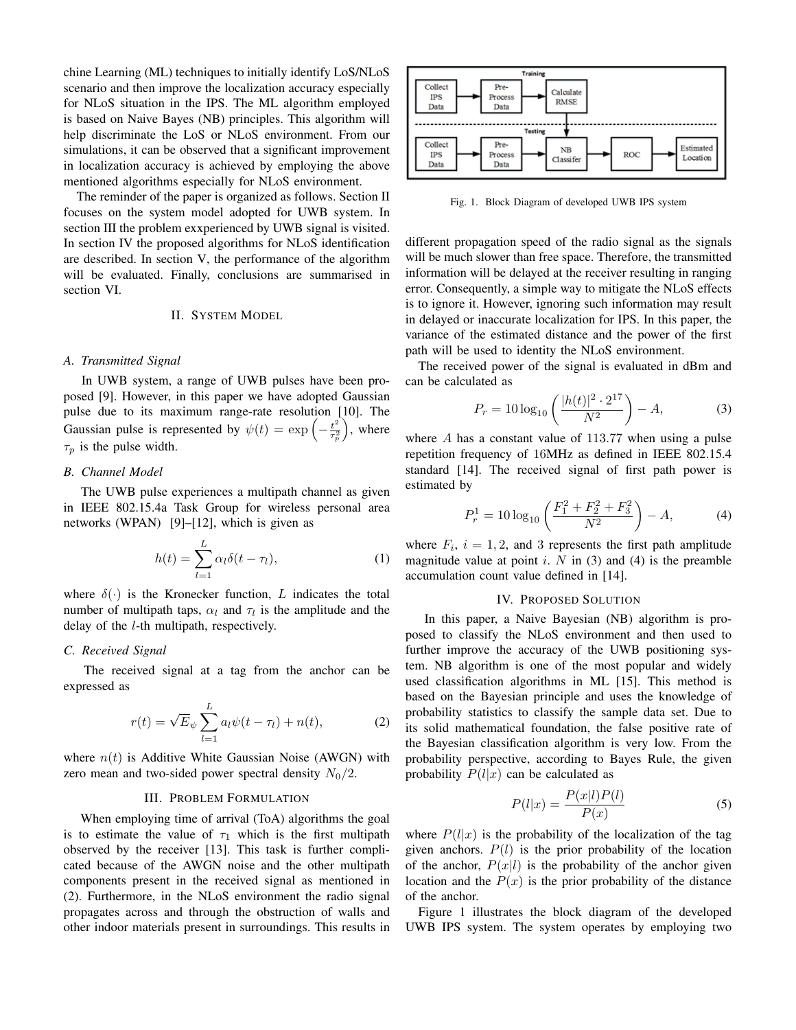chine Learning (ML) techniques to initially identify LoS/NLoS scenario and then improve the localization accuracy especially for NLoS situation in the IPS. The ML algorithm employed is based on Naive Bayes (NB) principles. This algorithm will help discriminate the LoS or NLoS environment. From our simulations, it can be observed that a significant improvement in localization accuracy is achieved by employing the above mentioned algorithms especially for NLoS environment.

The reminder of the paper is organized as follows. Section II focuses on the system model adopted for UWB system. In section III the problem exxperienced by UWB signal is visited. In section IV the proposed algorithms for NLoS identification are described. In section V, the performance of the algorithm will be evaluated. Finally, conclusions are summarised in section VI.

## II. System Model

### A. Transmitted Signal

In UWB system, a range of UWB pulses have been proposed [9]. However, in this paper we have adopted Gaussian pulse due to its maximum range-rate resolution [10]. The Gaussian pulse is represented by $\psi(t) = \exp\left(-\frac{t^2}{\tau_p^2}\right)$, where $\tau_p$ is the pulse width.

### B. Channel Model

The UWB pulse experiences a multipath channel as given in IEEE 802.15.4a Task Group for wireless personal area networks (WPAN) [9]–[12], which is given as

$$h(t) = \sum_{l=1}^{L} \alpha_l \delta(t - \tau_l), \tag{1}$$

where $\delta(\cdot)$ is the Kronecker function, $L$ indicates the total number of multipath taps, $\alpha_l$ and $\tau_l$ is the amplitude and the delay of the $l$-th multipath, respectively.

### C. Received Signal

The received signal at a tag from the anchor can be expressed as

$$r(t) = \sqrt{E}_\psi \sum_{l=1}^{L} a_l \psi(t - \tau_l) + n(t), \tag{2}$$

where $n(t)$ is Additive White Gaussian Noise (AWGN) with zero mean and two-sided power spectral density $N_0/2$.

## III. Problem Formulation

When employing time of arrival (ToA) algorithms the goal is to estimate the value of $\tau_1$ which is the first multipath observed by the receiver [13]. This task is further complicated because of the AWGN noise and the other multipath components present in the received signal as mentioned in (2). Furthermore, in the NLoS environment the radio signal propagates across and through the obstruction of walls and other indoor materials present in surroundings. This results in different propagation speed of the radio signal as the signals will be much slower than free space. Therefore, the transmitted information will be delayed at the receiver resulting in ranging error. Consequently, a simple way to mitigate the NLoS effects is to ignore it. However, ignoring such information may result in delayed or inaccurate localization for IPS. In this paper, the variance of the estimated distance and the power of the first path will be used to identity the NLoS environment.

The received power of the signal is evaluated in dBm and can be calculated as

$$P_r = 10\log_{10}\left(\frac{|h(t)|^2 \cdot 2^{17}}{N^2}\right) - A, \tag{3}$$

where $A$ has a constant value of 113.77 when using a pulse repetition frequency of 16MHz as defined in IEEE 802.15.4 standard [14]. The received signal of first path power is estimated by

$$P_r^1 = 10\log_{10}\left(\frac{F_1^2 + F_2^2 + F_3^2}{N^2}\right) - A, \tag{4}$$

where $F_i$, $i = 1, 2$, and 3 represents the first path amplitude magnitude value at point $i$. $N$ in (3) and (4) is the preamble accumulation count value defined in [14].

## IV. Proposed Solution

In this paper, a Naive Bayesian (NB) algorithm is proposed to classify the NLoS environment and then used to further improve the accuracy of the UWB positioning system. NB algorithm is one of the most popular and widely used classification algorithms in ML [15]. This method is based on the Bayesian principle and uses the knowledge of probability statistics to classify the sample data set. Due to its solid mathematical foundation, the false positive rate of the Bayesian classification algorithm is very low. From the probability perspective, according to Bayes Rule, the given probability $P(l|x)$ can be calculated as

$$P(l|x) = \frac{P(x|l)P(l)}{P(x)} \tag{5}$$

where $P(l|x)$ is the probability of the localization of the tag given anchors. $P(l)$ is the prior probability of the location of the anchor, $P(x|l)$ is the probability of the anchor given location and the $P(x)$ is the prior probability of the distance of the anchor.

Figure 1 illustrates the block diagram of the developed UWB IPS system. The system operates by employing two

Fig. 1. Block Diagram of developed UWB IPS system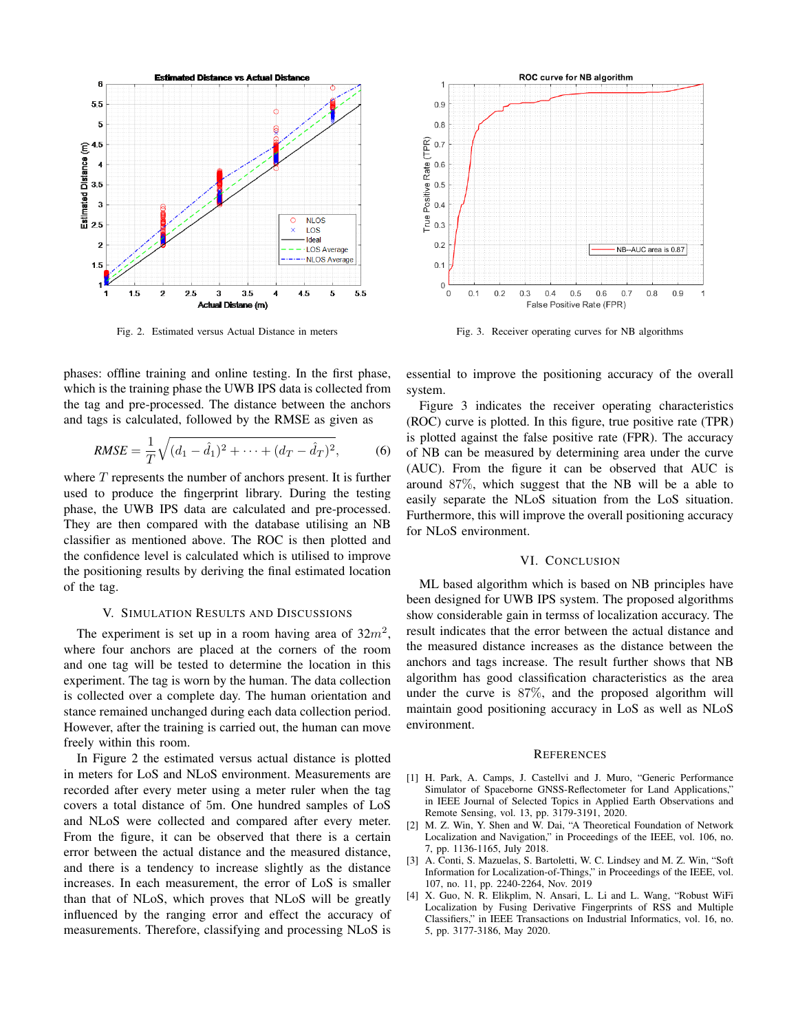Fig. 2. Estimated versus Actual Distance in meters

Fig. 3. Receiver operating curves for NB algorithms

phases: offline training and online testing. In the first phase, which is the training phase the UWB IPS data is collected from the tag and pre-processed. The distance between the anchors and tags is calculated, followed by the RMSE as given as

$$RMSE = \frac{1}{T}\sqrt{(d_1 - \hat{d}_1)^2 + \cdots + (d_T - \hat{d}_T)^2}, \quad (6)$$

where $T$ represents the number of anchors present. It is further used to produce the fingerprint library. During the testing phase, the UWB IPS data are calculated and pre-processed. They are then compared with the database utilising an NB classifier as mentioned above. The ROC is then plotted and the confidence level is calculated which is utilised to improve the positioning results by deriving the final estimated location of the tag.

## V. Simulation Results and Discussions

The experiment is set up in a room having area of $32m^2$, where four anchors are placed at the corners of the room and one tag will be tested to determine the location in this experiment. The tag is worn by the human. The data collection is collected over a complete day. The human orientation and stance remained unchanged during each data collection period. However, after the training is carried out, the human can move freely within this room.

In Figure 2 the estimated versus actual distance is plotted in meters for LoS and NLoS environment. Measurements are recorded after every meter using a meter ruler when the tag covers a total distance of 5m. One hundred samples of LoS and NLoS were collected and compared after every meter. From the figure, it can be observed that there is a certain error between the actual distance and the measured distance, and there is a tendency to increase slightly as the distance increases. In each measurement, the error of LoS is smaller than that of NLoS, which proves that NLoS will be greatly influenced by the ranging error and effect the accuracy of measurements. Therefore, classifying and processing NLoS is essential to improve the positioning accuracy of the overall system.

Figure 3 indicates the receiver operating characteristics (ROC) curve is plotted. In this figure, true positive rate (TPR) is plotted against the false positive rate (FPR). The accuracy of NB can be measured by determining area under the curve (AUC). From the figure it can be observed that AUC is around 87%, which suggest that the NB will be a able to easily separate the NLoS situation from the LoS situation. Furthermore, this will improve the overall positioning accuracy for NLoS environment.

## VI. Conclusion

ML based algorithm which is based on NB principles have been designed for UWB IPS system. The proposed algorithms show considerable gain in termss of localization accuracy. The result indicates that the error between the actual distance and the measured distance increases as the distance between the anchors and tags increase. The result further shows that NB algorithm has good classification characteristics as the area under the curve is 87%, and the proposed algorithm will maintain good positioning accuracy in LoS as well as NLoS environment.

## References

[1] H. Park, A. Camps, J. Castellvi and J. Muro, "Generic Performance Simulator of Spaceborne GNSS-Reflectometer for Land Applications," in IEEE Journal of Selected Topics in Applied Earth Observations and Remote Sensing, vol. 13, pp. 3179-3191, 2020.

[2] M. Z. Win, Y. Shen and W. Dai, "A Theoretical Foundation of Network Localization and Navigation," in Proceedings of the IEEE, vol. 106, no. 7, pp. 1136-1165, July 2018.

[3] A. Conti, S. Mazuelas, S. Bartoletti, W. C. Lindsey and M. Z. Win, "Soft Information for Localization-of-Things," in Proceedings of the IEEE, vol. 107, no. 11, pp. 2240-2264, Nov. 2019

[4] X. Guo, N. R. Elikplim, N. Ansari, L. Li and L. Wang, "Robust WiFi Localization by Fusing Derivative Fingerprints of RSS and Multiple Classifiers," in IEEE Transactions on Industrial Informatics, vol. 16, no. 5, pp. 3177-3186, May 2020.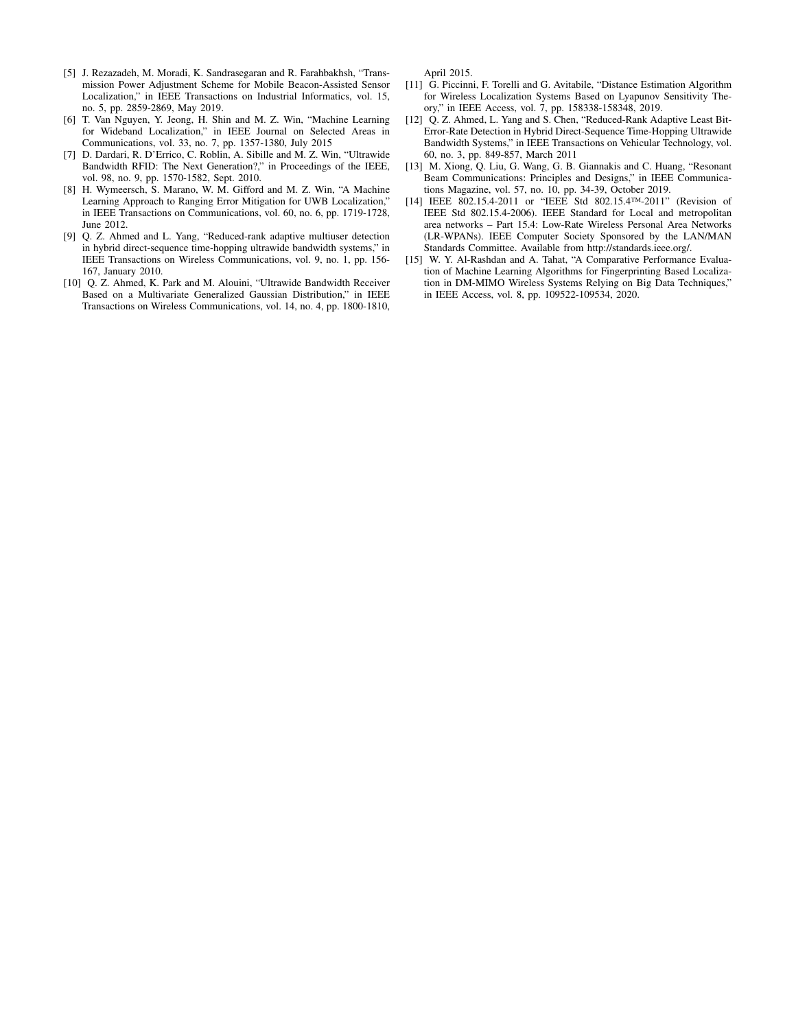[5] J. Rezazadeh, M. Moradi, K. Sandrasegaran and R. Farahbakhsh, “Transmission Power Adjustment Scheme for Mobile Beacon-Assisted Sensor Localization,” in IEEE Transactions on Industrial Informatics, vol. 15, no. 5, pp. 2859-2869, May 2019.

[6] T. Van Nguyen, Y. Jeong, H. Shin and M. Z. Win, “Machine Learning for Wideband Localization,” in IEEE Journal on Selected Areas in Communications, vol. 33, no. 7, pp. 1357-1380, July 2015

[7] D. Dardari, R. D’Errico, C. Roblin, A. Sibille and M. Z. Win, “Ultrawide Bandwidth RFID: The Next Generation?,” in Proceedings of the IEEE, vol. 98, no. 9, pp. 1570-1582, Sept. 2010.

[8] H. Wymeersch, S. Marano, W. M. Gifford and M. Z. Win, “A Machine Learning Approach to Ranging Error Mitigation for UWB Localization,” in IEEE Transactions on Communications, vol. 60, no. 6, pp. 1719-1728, June 2012.

[9] Q. Z. Ahmed and L. Yang, “Reduced-rank adaptive multiuser detection in hybrid direct-sequence time-hopping ultrawide bandwidth systems,” in IEEE Transactions on Wireless Communications, vol. 9, no. 1, pp. 156-167, January 2010.

[10] Q. Z. Ahmed, K. Park and M. Alouini, “Ultrawide Bandwidth Receiver Based on a Multivariate Generalized Gaussian Distribution,” in IEEE Transactions on Wireless Communications, vol. 14, no. 4, pp. 1800-1810, April 2015.

[11] G. Piccinni, F. Torelli and G. Avitabile, “Distance Estimation Algorithm for Wireless Localization Systems Based on Lyapunov Sensitivity Theory,” in IEEE Access, vol. 7, pp. 158338-158348, 2019.

[12] Q. Z. Ahmed, L. Yang and S. Chen, “Reduced-Rank Adaptive Least Bit-Error-Rate Detection in Hybrid Direct-Sequence Time-Hopping Ultrawide Bandwidth Systems,” in IEEE Transactions on Vehicular Technology, vol. 60, no. 3, pp. 849-857, March 2011

[13] M. Xiong, Q. Liu, G. Wang, G. B. Giannakis and C. Huang, “Resonant Beam Communications: Principles and Designs,” in IEEE Communications Magazine, vol. 57, no. 10, pp. 34-39, October 2019.

[14] IEEE 802.15.4-2011 or “IEEE Std 802.15.4™-2011” (Revision of IEEE Std 802.15.4-2006). IEEE Standard for Local and metropolitan area networks – Part 15.4: Low-Rate Wireless Personal Area Networks (LR-WPANs). IEEE Computer Society Sponsored by the LAN/MAN Standards Committee. Available from http://standards.ieee.org/.

[15] W. Y. Al-Rashdan and A. Tahat, “A Comparative Performance Evaluation of Machine Learning Algorithms for Fingerprinting Based Localization in DM-MIMO Wireless Systems Relying on Big Data Techniques,” in IEEE Access, vol. 8, pp. 109522-109534, 2020.